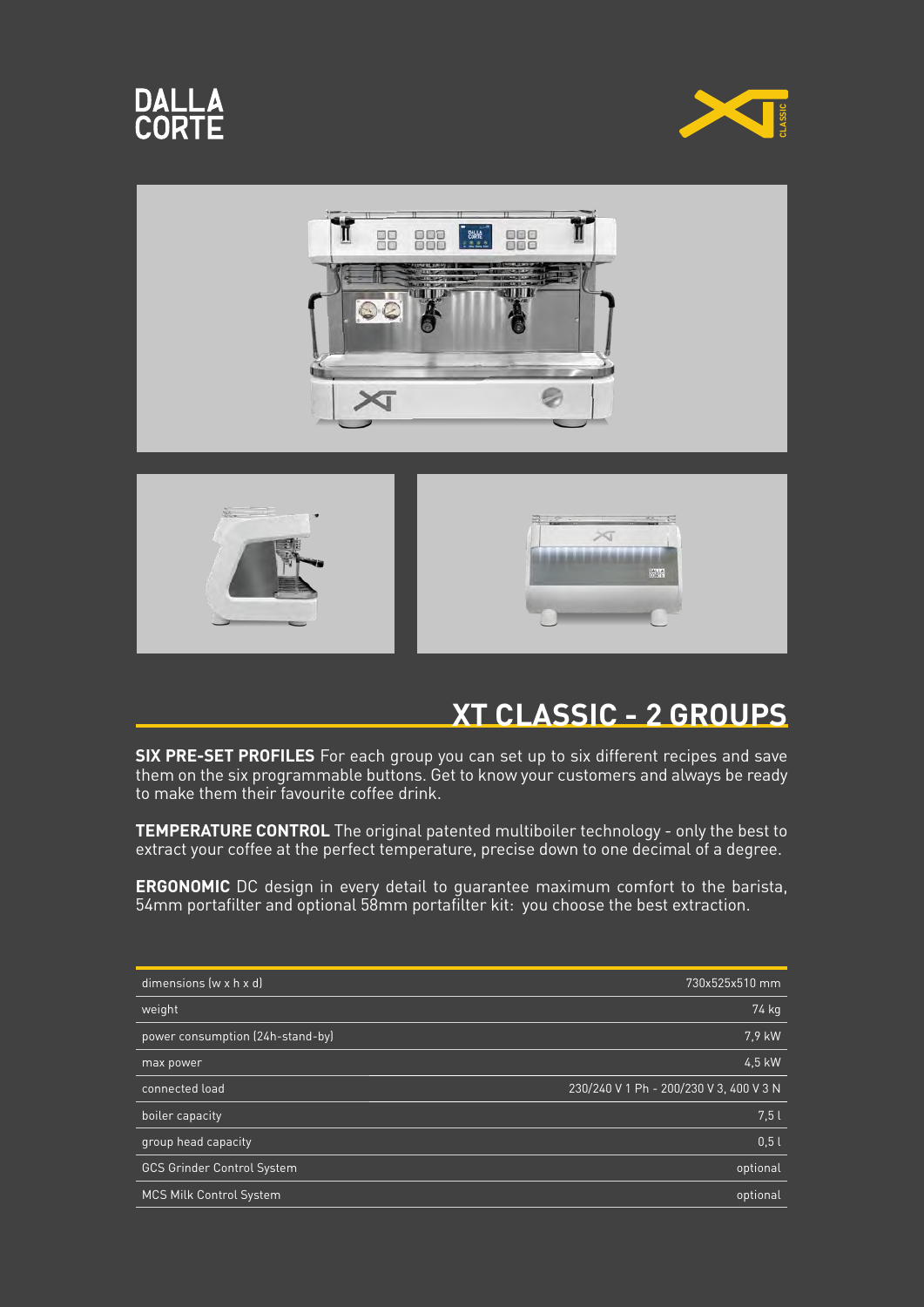DALLA CORTE

## XT CLASSIC - 2 GROUPS

**SIX PRE-SET PROFILES** For each group you can set up to six different recipes and save them on the six programmable buttons. Get to know your customers and always be ready to make them their favourite coffee drink.

**TEMPERATURE CONTROL** The original patented multiboiler technology - only the best to extract your coffee at the perfect temperature, precise down to one decimal of a degree.

**ERGONOMIC** DC design in every detail to guarantee maximum comfort to the barista, 54mm portafilter and optional 58mm portafilter kit: you choose the best extraction.

| | |
|---|---|
| dimensions (w x h x d) | 730x525x510 mm |
| weight | 74 kg |
| power consumption (24h-stand-by) | 7,9 kW |
| max power | 4,5 kW |
| connected load | 230/240 V 1 Ph - 200/230 V 3, 400 V 3 N |
| boiler capacity | 7,5 l |
| group head capacity | 0,5 l |
| GCS Grinder Control System | optional |
| MCS Milk Control System | optional |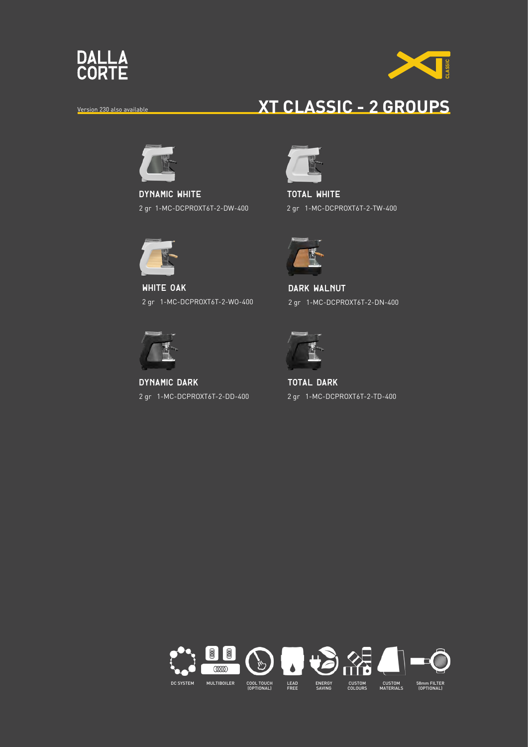DALLA CORTE

XT CLASSIC

Version 230 also available

# XT CLASSIC - 2 GROUPS

**DYNAMIC WHITE**

2 gr 1-MC-DCPROXT6T-2-DW-400

**TOTAL WHITE**

2 gr 1-MC-DCPROXT6T-2-TW-400

**WHITE OAK**

2 gr 1-MC-DCPROXT6T-2-WO-400

**DARK WALNUT**

2 gr 1-MC-DCPROXT6T-2-DN-400

**DYNAMIC DARK**

2 gr 1-MC-DCPROXT6T-2-DD-400

**TOTAL DARK**

2 gr 1-MC-DCPROXT6T-2-TD-400

DC SYSTEM | MULTIBOILER | COOL TOUCH (OPTIONAL) | LEAD FREE | ENERGY SAVING | CUSTOM COLOURS | CUSTOM MATERIALS | 58mm FILTER (OPTIONAL)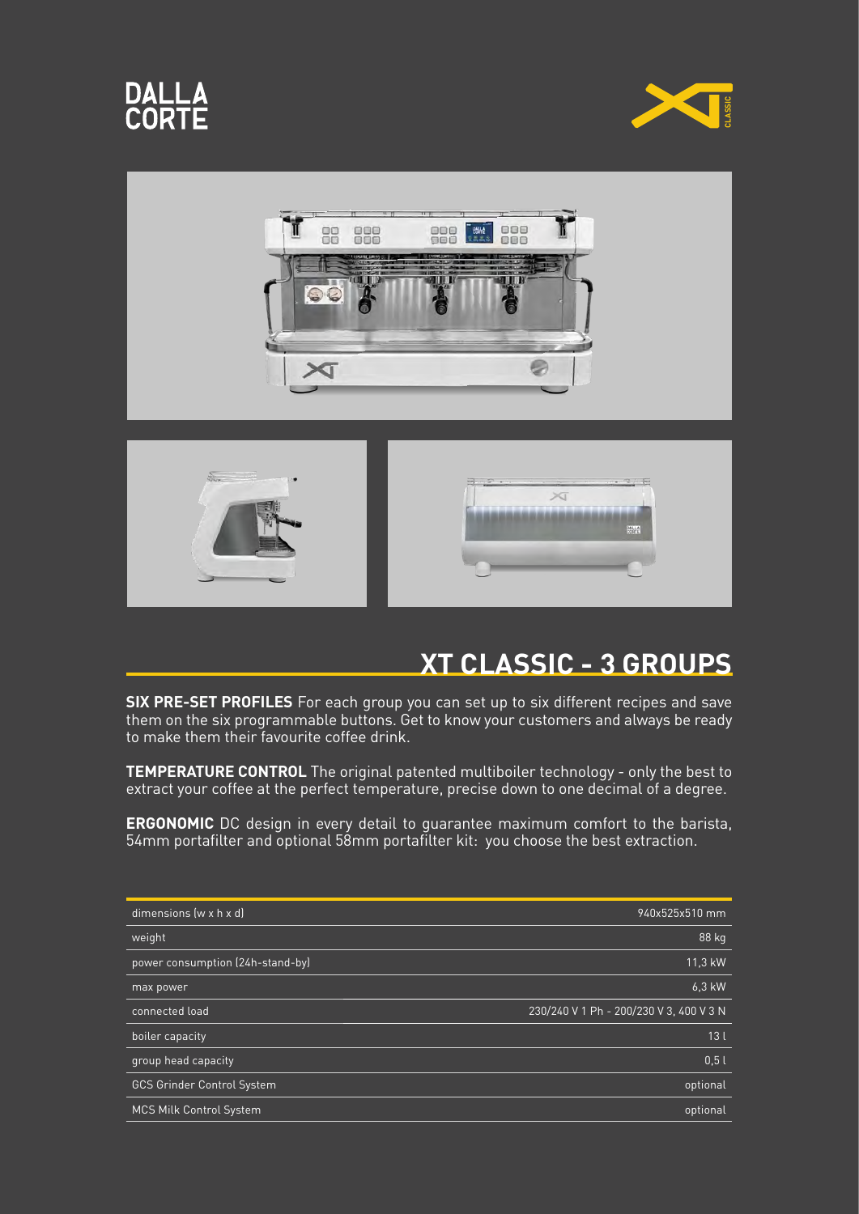DALLA CORTE

# XT CLASSIC - 3 GROUPS

**SIX PRE-SET PROFILES** For each group you can set up to six different recipes and save them on the six programmable buttons. Get to know your customers and always be ready to make them their favourite coffee drink.

**TEMPERATURE CONTROL** The original patented multiboiler technology - only the best to extract your coffee at the perfect temperature, precise down to one decimal of a degree.

**ERGONOMIC** DC design in every detail to guarantee maximum comfort to the barista, 54mm portafilter and optional 58mm portafilter kit: you choose the best extraction.

| | |
|---|---|
| dimensions (w x h x d) | 940x525x510 mm |
| weight | 88 kg |
| power consumption (24h-stand-by) | 11,3 kW |
| max power | 6,3 kW |
| connected load | 230/240 V 1 Ph - 200/230 V 3, 400 V 3 N |
| boiler capacity | 13 l |
| group head capacity | 0,5 l |
| GCS Grinder Control System | optional |
| MCS Milk Control System | optional |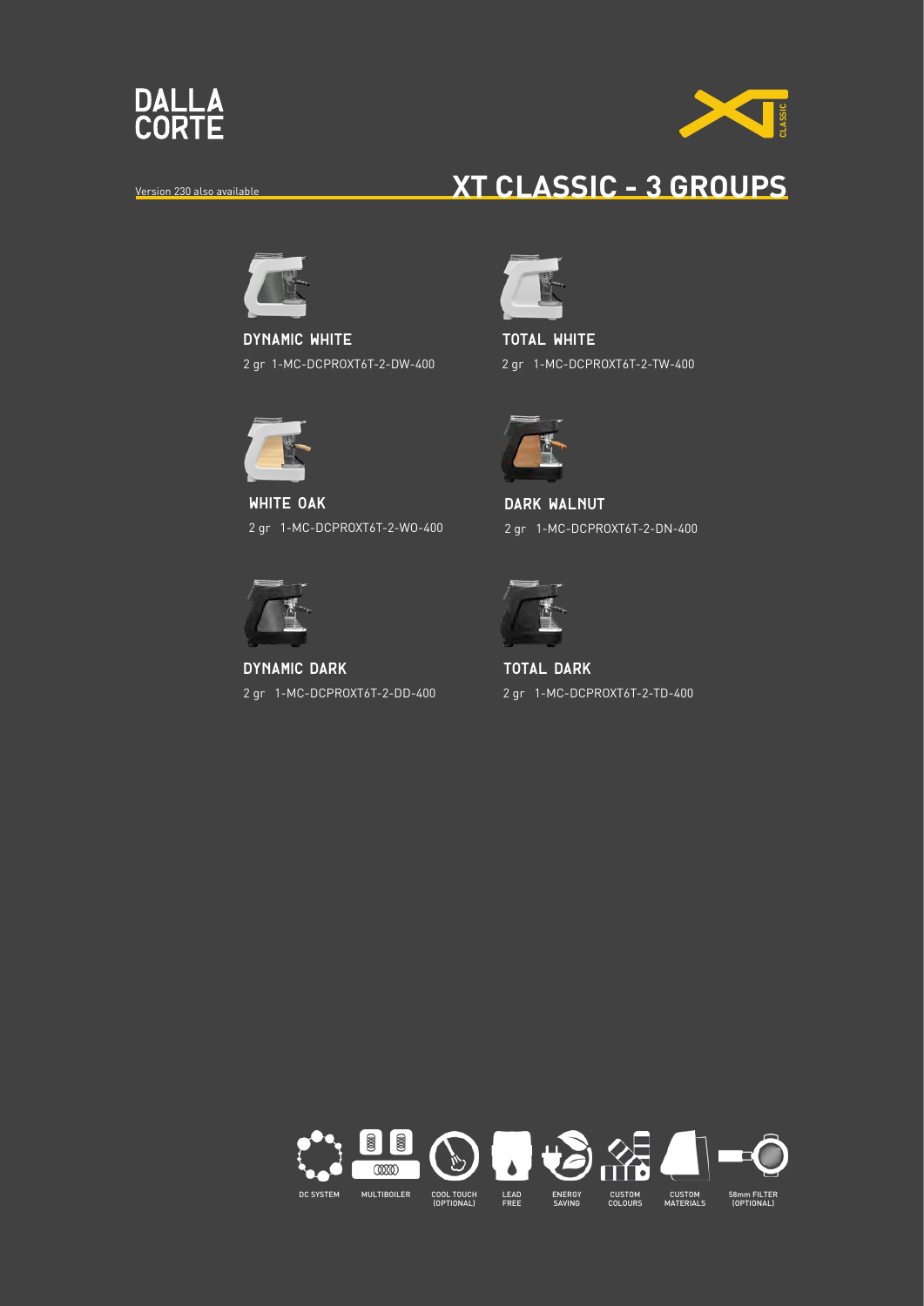DALLA CORTE

XT CLASSIC

Version 230 also available

# XT CLASSIC - 3 GROUPS

**DYNAMIC WHITE**

2 gr 1-MC-DCPROXT6T-2-DW-400

**TOTAL WHITE**

2 gr 1-MC-DCPROXT6T-2-TW-400

**WHITE OAK**

2 gr 1-MC-DCPROXT6T-2-WO-400

**DARK WALNUT**

2 gr 1-MC-DCPROXT6T-2-DN-400

**DYNAMIC DARK**

2 gr 1-MC-DCPROXT6T-2-DD-400

**TOTAL DARK**

2 gr 1-MC-DCPROXT6T-2-TD-400

DC SYSTEM

MULTIBOILER

COOL TOUCH (OPTIONAL)

LEAD FREE

ENERGY SAVING

CUSTOM COLOURS

CUSTOM MATERIALS

58mm FILTER (OPTIONAL)